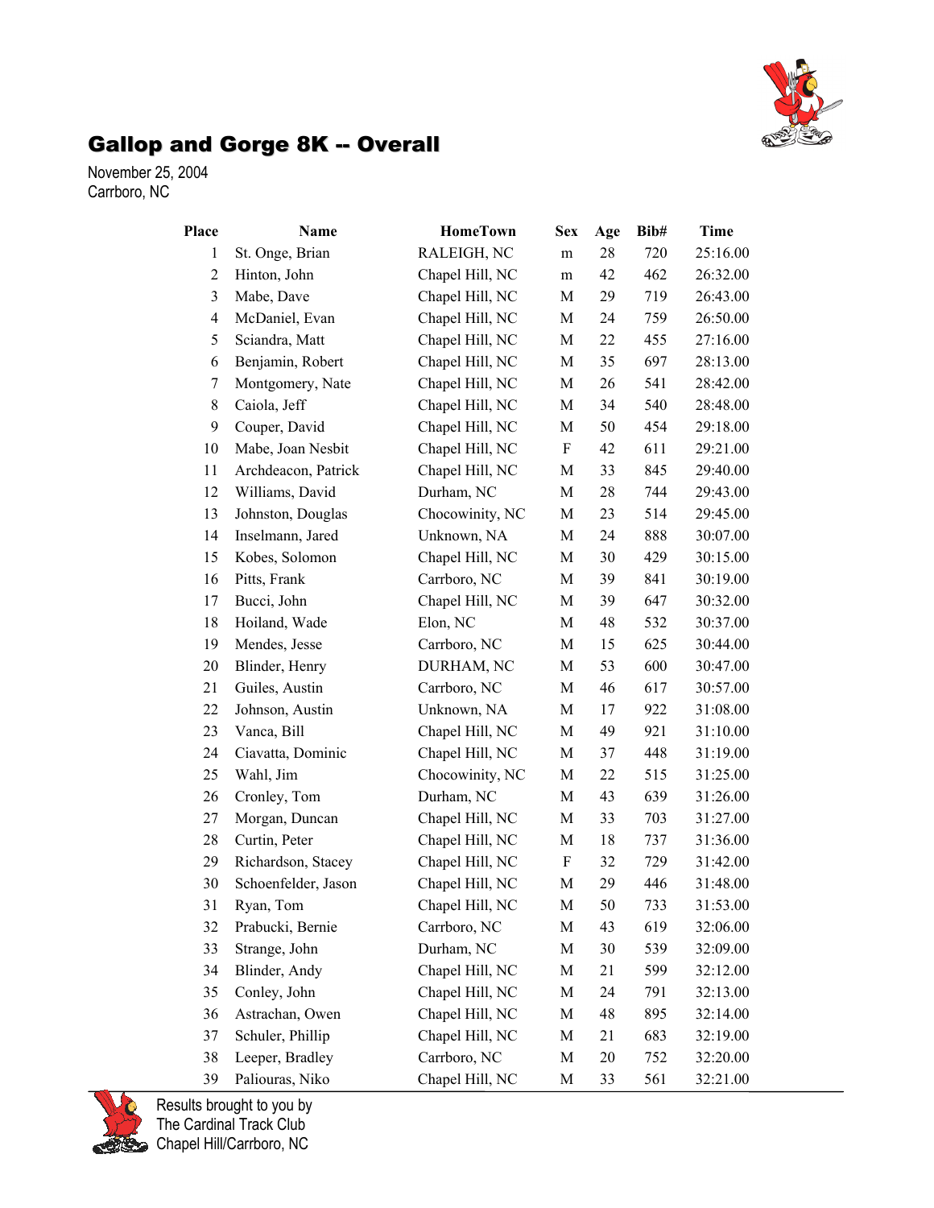# Gallop and Gorge 8K -- Overall

November 25, 2004
Carrboro, NC

| Place | Name | HomeTown | Sex | Age | Bib# | Time |
|---|---|---|---|---|---|---|
| 1 | St. Onge, Brian | RALEIGH, NC | m | 28 | 720 | 25:16.00 |
| 2 | Hinton, John | Chapel Hill, NC | m | 42 | 462 | 26:32.00 |
| 3 | Mabe, Dave | Chapel Hill, NC | M | 29 | 719 | 26:43.00 |
| 4 | McDaniel, Evan | Chapel Hill, NC | M | 24 | 759 | 26:50.00 |
| 5 | Sciandra, Matt | Chapel Hill, NC | M | 22 | 455 | 27:16.00 |
| 6 | Benjamin, Robert | Chapel Hill, NC | M | 35 | 697 | 28:13.00 |
| 7 | Montgomery, Nate | Chapel Hill, NC | M | 26 | 541 | 28:42.00 |
| 8 | Caiola, Jeff | Chapel Hill, NC | M | 34 | 540 | 28:48.00 |
| 9 | Couper, David | Chapel Hill, NC | M | 50 | 454 | 29:18.00 |
| 10 | Mabe, Joan Nesbit | Chapel Hill, NC | F | 42 | 611 | 29:21.00 |
| 11 | Archdeacon, Patrick | Chapel Hill, NC | M | 33 | 845 | 29:40.00 |
| 12 | Williams, David | Durham, NC | M | 28 | 744 | 29:43.00 |
| 13 | Johnston, Douglas | Chocowinity, NC | M | 23 | 514 | 29:45.00 |
| 14 | Inselmann, Jared | Unknown, NA | M | 24 | 888 | 30:07.00 |
| 15 | Kobes, Solomon | Chapel Hill, NC | M | 30 | 429 | 30:15.00 |
| 16 | Pitts, Frank | Carrboro, NC | M | 39 | 841 | 30:19.00 |
| 17 | Bucci, John | Chapel Hill, NC | M | 39 | 647 | 30:32.00 |
| 18 | Hoiland, Wade | Elon, NC | M | 48 | 532 | 30:37.00 |
| 19 | Mendes, Jesse | Carrboro, NC | M | 15 | 625 | 30:44.00 |
| 20 | Blinder, Henry | DURHAM, NC | M | 53 | 600 | 30:47.00 |
| 21 | Guiles, Austin | Carrboro, NC | M | 46 | 617 | 30:57.00 |
| 22 | Johnson, Austin | Unknown, NA | M | 17 | 922 | 31:08.00 |
| 23 | Vanca, Bill | Chapel Hill, NC | M | 49 | 921 | 31:10.00 |
| 24 | Ciavatta, Dominic | Chapel Hill, NC | M | 37 | 448 | 31:19.00 |
| 25 | Wahl, Jim | Chocowinity, NC | M | 22 | 515 | 31:25.00 |
| 26 | Cronley, Tom | Durham, NC | M | 43 | 639 | 31:26.00 |
| 27 | Morgan, Duncan | Chapel Hill, NC | M | 33 | 703 | 31:27.00 |
| 28 | Curtin, Peter | Chapel Hill, NC | M | 18 | 737 | 31:36.00 |
| 29 | Richardson, Stacey | Chapel Hill, NC | F | 32 | 729 | 31:42.00 |
| 30 | Schoenfelder, Jason | Chapel Hill, NC | M | 29 | 446 | 31:48.00 |
| 31 | Ryan, Tom | Chapel Hill, NC | M | 50 | 733 | 31:53.00 |
| 32 | Prabucki, Bernie | Carrboro, NC | M | 43 | 619 | 32:06.00 |
| 33 | Strange, John | Durham, NC | M | 30 | 539 | 32:09.00 |
| 34 | Blinder, Andy | Chapel Hill, NC | M | 21 | 599 | 32:12.00 |
| 35 | Conley, John | Chapel Hill, NC | M | 24 | 791 | 32:13.00 |
| 36 | Astrachan, Owen | Chapel Hill, NC | M | 48 | 895 | 32:14.00 |
| 37 | Schuler, Phillip | Chapel Hill, NC | M | 21 | 683 | 32:19.00 |
| 38 | Leeper, Bradley | Carrboro, NC | M | 20 | 752 | 32:20.00 |
| 39 | Paliouras, Niko | Chapel Hill, NC | M | 33 | 561 | 32:21.00 |

Results brought to you by
The Cardinal Track Club
Chapel Hill/Carrboro, NC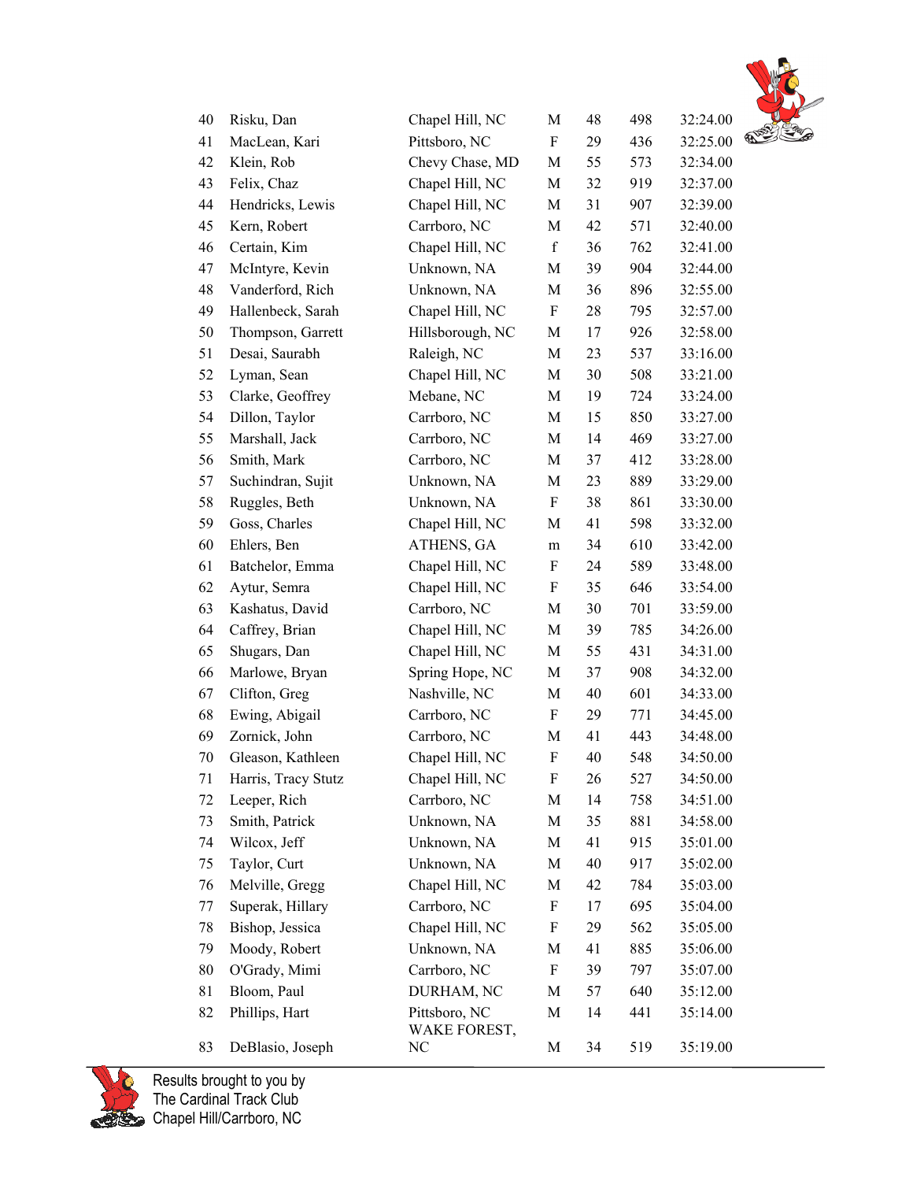| | | | | | | |
|---|---|---|---|---|---|---|
| 40 | Risku, Dan | Chapel Hill, NC | M | 48 | 498 | 32:24.00 |
| 41 | MacLean, Kari | Pittsboro, NC | F | 29 | 436 | 32:25.00 |
| 42 | Klein, Rob | Chevy Chase, MD | M | 55 | 573 | 32:34.00 |
| 43 | Felix, Chaz | Chapel Hill, NC | M | 32 | 919 | 32:37.00 |
| 44 | Hendricks, Lewis | Chapel Hill, NC | M | 31 | 907 | 32:39.00 |
| 45 | Kern, Robert | Carrboro, NC | M | 42 | 571 | 32:40.00 |
| 46 | Certain, Kim | Chapel Hill, NC | f | 36 | 762 | 32:41.00 |
| 47 | McIntyre, Kevin | Unknown, NA | M | 39 | 904 | 32:44.00 |
| 48 | Vanderford, Rich | Unknown, NA | M | 36 | 896 | 32:55.00 |
| 49 | Hallenbeck, Sarah | Chapel Hill, NC | F | 28 | 795 | 32:57.00 |
| 50 | Thompson, Garrett | Hillsborough, NC | M | 17 | 926 | 32:58.00 |
| 51 | Desai, Saurabh | Raleigh, NC | M | 23 | 537 | 33:16.00 |
| 52 | Lyman, Sean | Chapel Hill, NC | M | 30 | 508 | 33:21.00 |
| 53 | Clarke, Geoffrey | Mebane, NC | M | 19 | 724 | 33:24.00 |
| 54 | Dillon, Taylor | Carrboro, NC | M | 15 | 850 | 33:27.00 |
| 55 | Marshall, Jack | Carrboro, NC | M | 14 | 469 | 33:27.00 |
| 56 | Smith, Mark | Carrboro, NC | M | 37 | 412 | 33:28.00 |
| 57 | Suchindran, Sujit | Unknown, NA | M | 23 | 889 | 33:29.00 |
| 58 | Ruggles, Beth | Unknown, NA | F | 38 | 861 | 33:30.00 |
| 59 | Goss, Charles | Chapel Hill, NC | M | 41 | 598 | 33:32.00 |
| 60 | Ehlers, Ben | ATHENS, GA | m | 34 | 610 | 33:42.00 |
| 61 | Batchelor, Emma | Chapel Hill, NC | F | 24 | 589 | 33:48.00 |
| 62 | Aytur, Semra | Chapel Hill, NC | F | 35 | 646 | 33:54.00 |
| 63 | Kashatus, David | Carrboro, NC | M | 30 | 701 | 33:59.00 |
| 64 | Caffrey, Brian | Chapel Hill, NC | M | 39 | 785 | 34:26.00 |
| 65 | Shugars, Dan | Chapel Hill, NC | M | 55 | 431 | 34:31.00 |
| 66 | Marlowe, Bryan | Spring Hope, NC | M | 37 | 908 | 34:32.00 |
| 67 | Clifton, Greg | Nashville, NC | M | 40 | 601 | 34:33.00 |
| 68 | Ewing, Abigail | Carrboro, NC | F | 29 | 771 | 34:45.00 |
| 69 | Zornick, John | Carrboro, NC | M | 41 | 443 | 34:48.00 |
| 70 | Gleason, Kathleen | Chapel Hill, NC | F | 40 | 548 | 34:50.00 |
| 71 | Harris, Tracy Stutz | Chapel Hill, NC | F | 26 | 527 | 34:50.00 |
| 72 | Leeper, Rich | Carrboro, NC | M | 14 | 758 | 34:51.00 |
| 73 | Smith, Patrick | Unknown, NA | M | 35 | 881 | 34:58.00 |
| 74 | Wilcox, Jeff | Unknown, NA | M | 41 | 915 | 35:01.00 |
| 75 | Taylor, Curt | Unknown, NA | M | 40 | 917 | 35:02.00 |
| 76 | Melville, Gregg | Chapel Hill, NC | M | 42 | 784 | 35:03.00 |
| 77 | Superak, Hillary | Carrboro, NC | F | 17 | 695 | 35:04.00 |
| 78 | Bishop, Jessica | Chapel Hill, NC | F | 29 | 562 | 35:05.00 |
| 79 | Moody, Robert | Unknown, NA | M | 41 | 885 | 35:06.00 |
| 80 | O'Grady, Mimi | Carrboro, NC | F | 39 | 797 | 35:07.00 |
| 81 | Bloom, Paul | DURHAM, NC | M | 57 | 640 | 35:12.00 |
| 82 | Phillips, Hart | Pittsboro, NC | M | 14 | 441 | 35:14.00 |
| 83 | DeBlasio, Joseph | WAKE FOREST, NC | M | 34 | 519 | 35:19.00 |

Results brought to you by
The Cardinal Track Club
Chapel Hill/Carrboro, NC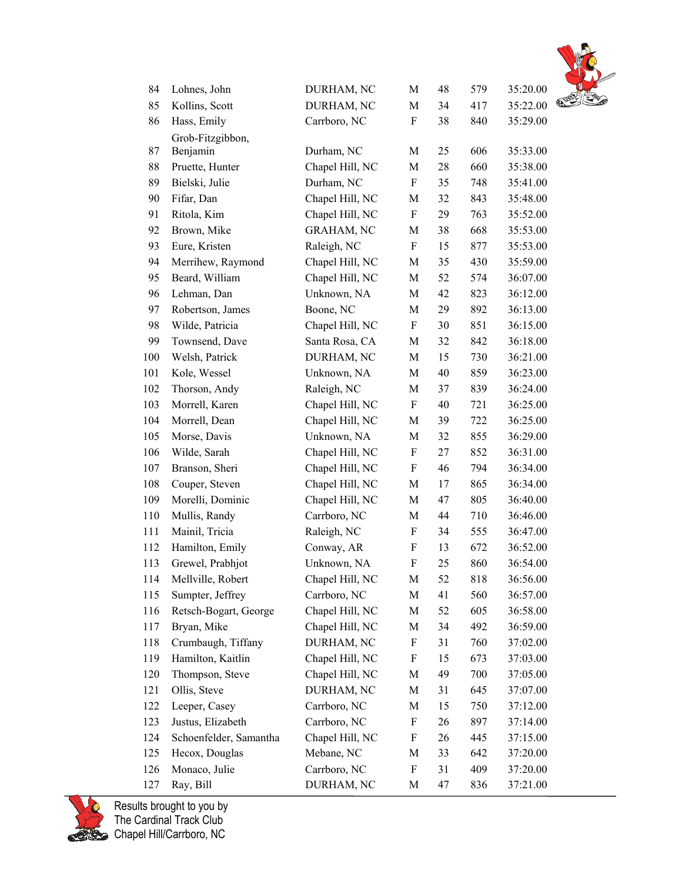| | | | | | | |
|---|---|---|---|---|---|---|
| 84 | Lohnes, John | DURHAM, NC | M | 48 | 579 | 35:20.00 |
| 85 | Kollins, Scott | DURHAM, NC | M | 34 | 417 | 35:22.00 |
| 86 | Hass, Emily | Carrboro, NC | F | 38 | 840 | 35:29.00 |
| 87 | Grob-Fitzgibbon, Benjamin | Durham, NC | M | 25 | 606 | 35:33.00 |
| 88 | Pruette, Hunter | Chapel Hill, NC | M | 28 | 660 | 35:38.00 |
| 89 | Bielski, Julie | Durham, NC | F | 35 | 748 | 35:41.00 |
| 90 | Fifar, Dan | Chapel Hill, NC | M | 32 | 843 | 35:48.00 |
| 91 | Ritola, Kim | Chapel Hill, NC | F | 29 | 763 | 35:52.00 |
| 92 | Brown, Mike | GRAHAM, NC | M | 38 | 668 | 35:53.00 |
| 93 | Eure, Kristen | Raleigh, NC | F | 15 | 877 | 35:53.00 |
| 94 | Merrihew, Raymond | Chapel Hill, NC | M | 35 | 430 | 35:59.00 |
| 95 | Beard, William | Chapel Hill, NC | M | 52 | 574 | 36:07.00 |
| 96 | Lehman, Dan | Unknown, NA | M | 42 | 823 | 36:12.00 |
| 97 | Robertson, James | Boone, NC | M | 29 | 892 | 36:13.00 |
| 98 | Wilde, Patricia | Chapel Hill, NC | F | 30 | 851 | 36:15.00 |
| 99 | Townsend, Dave | Santa Rosa, CA | M | 32 | 842 | 36:18.00 |
| 100 | Welsh, Patrick | DURHAM, NC | M | 15 | 730 | 36:21.00 |
| 101 | Kole, Wessel | Unknown, NA | M | 40 | 859 | 36:23.00 |
| 102 | Thorson, Andy | Raleigh, NC | M | 37 | 839 | 36:24.00 |
| 103 | Morrell, Karen | Chapel Hill, NC | F | 40 | 721 | 36:25.00 |
| 104 | Morrell, Dean | Chapel Hill, NC | M | 39 | 722 | 36:25.00 |
| 105 | Morse, Davis | Unknown, NA | M | 32 | 855 | 36:29.00 |
| 106 | Wilde, Sarah | Chapel Hill, NC | F | 27 | 852 | 36:31.00 |
| 107 | Branson, Sheri | Chapel Hill, NC | F | 46 | 794 | 36:34.00 |
| 108 | Couper, Steven | Chapel Hill, NC | M | 17 | 865 | 36:34.00 |
| 109 | Morelli, Dominic | Chapel Hill, NC | M | 47 | 805 | 36:40.00 |
| 110 | Mullis, Randy | Carrboro, NC | M | 44 | 710 | 36:46.00 |
| 111 | Mainil, Tricia | Raleigh, NC | F | 34 | 555 | 36:47.00 |
| 112 | Hamilton, Emily | Conway, AR | F | 13 | 672 | 36:52.00 |
| 113 | Grewel, Prabhjot | Unknown, NA | F | 25 | 860 | 36:54.00 |
| 114 | Mellville, Robert | Chapel Hill, NC | M | 52 | 818 | 36:56.00 |
| 115 | Sumpter, Jeffrey | Carrboro, NC | M | 41 | 560 | 36:57.00 |
| 116 | Retsch-Bogart, George | Chapel Hill, NC | M | 52 | 605 | 36:58.00 |
| 117 | Bryan, Mike | Chapel Hill, NC | M | 34 | 492 | 36:59.00 |
| 118 | Crumbaugh, Tiffany | DURHAM, NC | F | 31 | 760 | 37:02.00 |
| 119 | Hamilton, Kaitlin | Chapel Hill, NC | F | 15 | 673 | 37:03.00 |
| 120 | Thompson, Steve | Chapel Hill, NC | M | 49 | 700 | 37:05.00 |
| 121 | Ollis, Steve | DURHAM, NC | M | 31 | 645 | 37:07.00 |
| 122 | Leeper, Casey | Carrboro, NC | M | 15 | 750 | 37:12.00 |
| 123 | Justus, Elizabeth | Carrboro, NC | F | 26 | 897 | 37:14.00 |
| 124 | Schoenfelder, Samantha | Chapel Hill, NC | F | 26 | 445 | 37:15.00 |
| 125 | Hecox, Douglas | Mebane, NC | M | 33 | 642 | 37:20.00 |
| 126 | Monaco, Julie | Carrboro, NC | F | 31 | 409 | 37:20.00 |
| 127 | Ray, Bill | DURHAM, NC | M | 47 | 836 | 37:21.00 |

Results brought to you by
The Cardinal Track Club
Chapel Hill/Carrboro, NC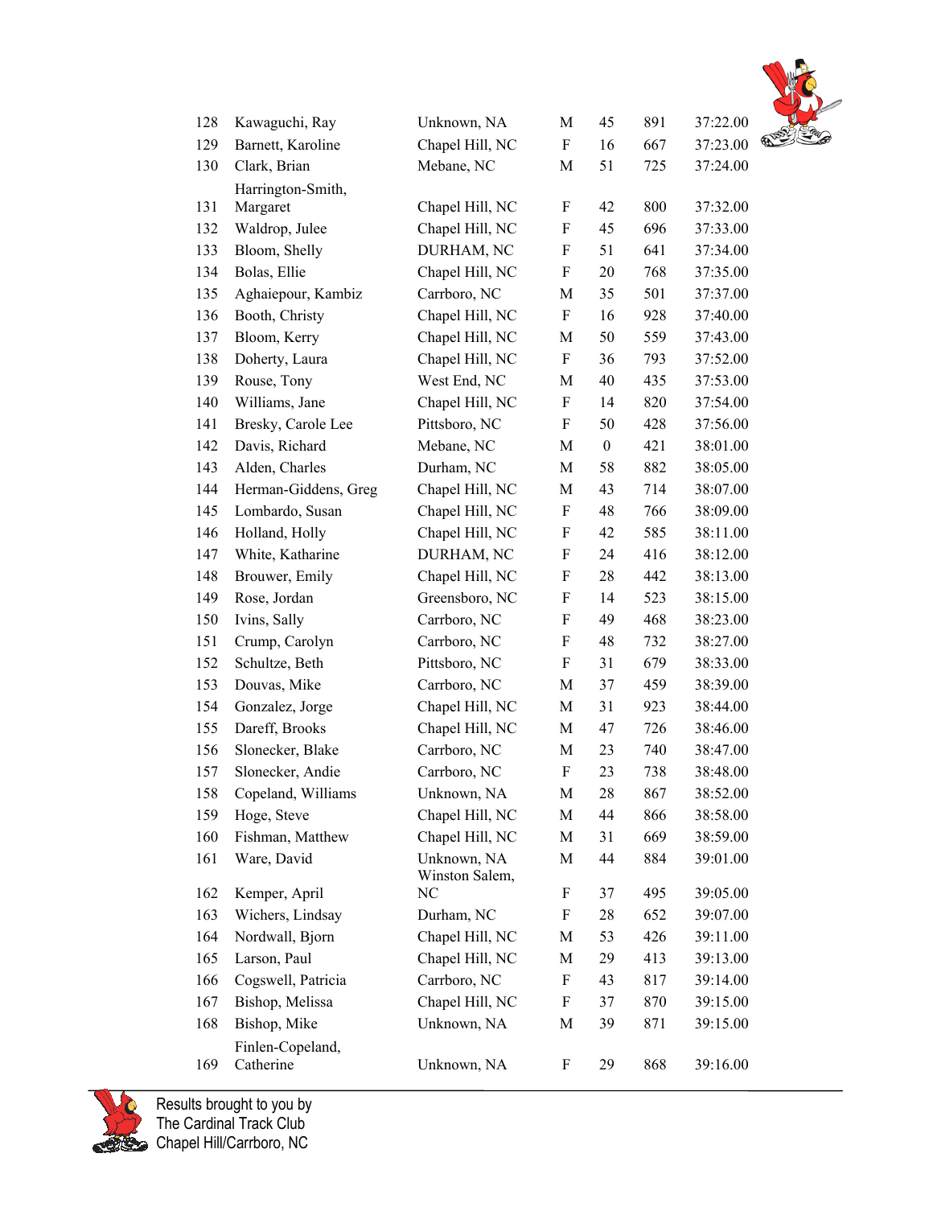| | | | | | | |
|---|---|---|---|---|---|---|
| 128 | Kawaguchi, Ray | Unknown, NA | M | 45 | 891 | 37:22.00 |
| 129 | Barnett, Karoline | Chapel Hill, NC | F | 16 | 667 | 37:23.00 |
| 130 | Clark, Brian | Mebane, NC | M | 51 | 725 | 37:24.00 |
| 131 | Harrington-Smith, Margaret | Chapel Hill, NC | F | 42 | 800 | 37:32.00 |
| 132 | Waldrop, Julee | Chapel Hill, NC | F | 45 | 696 | 37:33.00 |
| 133 | Bloom, Shelly | DURHAM, NC | F | 51 | 641 | 37:34.00 |
| 134 | Bolas, Ellie | Chapel Hill, NC | F | 20 | 768 | 37:35.00 |
| 135 | Aghaiepour, Kambiz | Carrboro, NC | M | 35 | 501 | 37:37.00 |
| 136 | Booth, Christy | Chapel Hill, NC | F | 16 | 928 | 37:40.00 |
| 137 | Bloom, Kerry | Chapel Hill, NC | M | 50 | 559 | 37:43.00 |
| 138 | Doherty, Laura | Chapel Hill, NC | F | 36 | 793 | 37:52.00 |
| 139 | Rouse, Tony | West End, NC | M | 40 | 435 | 37:53.00 |
| 140 | Williams, Jane | Chapel Hill, NC | F | 14 | 820 | 37:54.00 |
| 141 | Bresky, Carole Lee | Pittsboro, NC | F | 50 | 428 | 37:56.00 |
| 142 | Davis, Richard | Mebane, NC | M | 0 | 421 | 38:01.00 |
| 143 | Alden, Charles | Durham, NC | M | 58 | 882 | 38:05.00 |
| 144 | Herman-Giddens, Greg | Chapel Hill, NC | M | 43 | 714 | 38:07.00 |
| 145 | Lombardo, Susan | Chapel Hill, NC | F | 48 | 766 | 38:09.00 |
| 146 | Holland, Holly | Chapel Hill, NC | F | 42 | 585 | 38:11.00 |
| 147 | White, Katharine | DURHAM, NC | F | 24 | 416 | 38:12.00 |
| 148 | Brouwer, Emily | Chapel Hill, NC | F | 28 | 442 | 38:13.00 |
| 149 | Rose, Jordan | Greensboro, NC | F | 14 | 523 | 38:15.00 |
| 150 | Ivins, Sally | Carrboro, NC | F | 49 | 468 | 38:23.00 |
| 151 | Crump, Carolyn | Carrboro, NC | F | 48 | 732 | 38:27.00 |
| 152 | Schultze, Beth | Pittsboro, NC | F | 31 | 679 | 38:33.00 |
| 153 | Douvas, Mike | Carrboro, NC | M | 37 | 459 | 38:39.00 |
| 154 | Gonzalez, Jorge | Chapel Hill, NC | M | 31 | 923 | 38:44.00 |
| 155 | Dareff, Brooks | Chapel Hill, NC | M | 47 | 726 | 38:46.00 |
| 156 | Slonecker, Blake | Carrboro, NC | M | 23 | 740 | 38:47.00 |
| 157 | Slonecker, Andie | Carrboro, NC | F | 23 | 738 | 38:48.00 |
| 158 | Copeland, Williams | Unknown, NA | M | 28 | 867 | 38:52.00 |
| 159 | Hoge, Steve | Chapel Hill, NC | M | 44 | 866 | 38:58.00 |
| 160 | Fishman, Matthew | Chapel Hill, NC | M | 31 | 669 | 38:59.00 |
| 161 | Ware, David | Unknown, NA | M | 44 | 884 | 39:01.00 |
| 162 | Kemper, April | Winston Salem, NC | F | 37 | 495 | 39:05.00 |
| 163 | Wichers, Lindsay | Durham, NC | F | 28 | 652 | 39:07.00 |
| 164 | Nordwall, Bjorn | Chapel Hill, NC | M | 53 | 426 | 39:11.00 |
| 165 | Larson, Paul | Chapel Hill, NC | M | 29 | 413 | 39:13.00 |
| 166 | Cogswell, Patricia | Carrboro, NC | F | 43 | 817 | 39:14.00 |
| 167 | Bishop, Melissa | Chapel Hill, NC | F | 37 | 870 | 39:15.00 |
| 168 | Bishop, Mike | Unknown, NA | M | 39 | 871 | 39:15.00 |
| 169 | Finlen-Copeland, Catherine | Unknown, NA | F | 29 | 868 | 39:16.00 |

Results brought to you by
The Cardinal Track Club
Chapel Hill/Carrboro, NC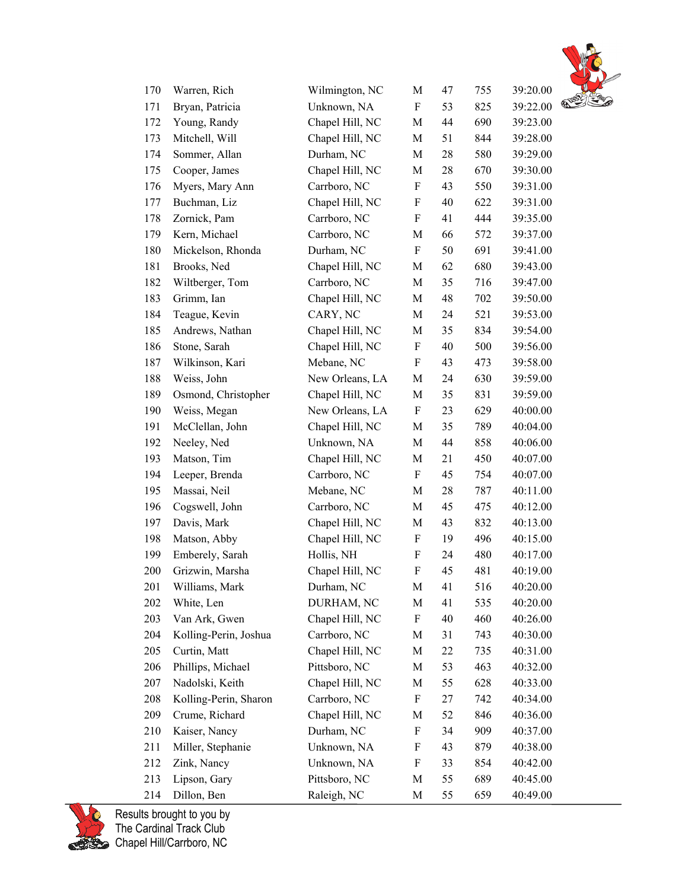| | | | | | | |
|---|---|---|---|---|---|---|
| 170 | Warren, Rich | Wilmington, NC | M | 47 | 755 | 39:20.00 |
| 171 | Bryan, Patricia | Unknown, NA | F | 53 | 825 | 39:22.00 |
| 172 | Young, Randy | Chapel Hill, NC | M | 44 | 690 | 39:23.00 |
| 173 | Mitchell, Will | Chapel Hill, NC | M | 51 | 844 | 39:28.00 |
| 174 | Sommer, Allan | Durham, NC | M | 28 | 580 | 39:29.00 |
| 175 | Cooper, James | Chapel Hill, NC | M | 28 | 670 | 39:30.00 |
| 176 | Myers, Mary Ann | Carrboro, NC | F | 43 | 550 | 39:31.00 |
| 177 | Buchman, Liz | Chapel Hill, NC | F | 40 | 622 | 39:31.00 |
| 178 | Zornick, Pam | Carrboro, NC | F | 41 | 444 | 39:35.00 |
| 179 | Kern, Michael | Carrboro, NC | M | 66 | 572 | 39:37.00 |
| 180 | Mickelson, Rhonda | Durham, NC | F | 50 | 691 | 39:41.00 |
| 181 | Brooks, Ned | Chapel Hill, NC | M | 62 | 680 | 39:43.00 |
| 182 | Wiltberger, Tom | Carrboro, NC | M | 35 | 716 | 39:47.00 |
| 183 | Grimm, Ian | Chapel Hill, NC | M | 48 | 702 | 39:50.00 |
| 184 | Teague, Kevin | CARY, NC | M | 24 | 521 | 39:53.00 |
| 185 | Andrews, Nathan | Chapel Hill, NC | M | 35 | 834 | 39:54.00 |
| 186 | Stone, Sarah | Chapel Hill, NC | F | 40 | 500 | 39:56.00 |
| 187 | Wilkinson, Kari | Mebane, NC | F | 43 | 473 | 39:58.00 |
| 188 | Weiss, John | New Orleans, LA | M | 24 | 630 | 39:59.00 |
| 189 | Osmond, Christopher | Chapel Hill, NC | M | 35 | 831 | 39:59.00 |
| 190 | Weiss, Megan | New Orleans, LA | F | 23 | 629 | 40:00.00 |
| 191 | McClellan, John | Chapel Hill, NC | M | 35 | 789 | 40:04.00 |
| 192 | Neeley, Ned | Unknown, NA | M | 44 | 858 | 40:06.00 |
| 193 | Matson, Tim | Chapel Hill, NC | M | 21 | 450 | 40:07.00 |
| 194 | Leeper, Brenda | Carrboro, NC | F | 45 | 754 | 40:07.00 |
| 195 | Massai, Neil | Mebane, NC | M | 28 | 787 | 40:11.00 |
| 196 | Cogswell, John | Carrboro, NC | M | 45 | 475 | 40:12.00 |
| 197 | Davis, Mark | Chapel Hill, NC | M | 43 | 832 | 40:13.00 |
| 198 | Matson, Abby | Chapel Hill, NC | F | 19 | 496 | 40:15.00 |
| 199 | Emberely, Sarah | Hollis, NH | F | 24 | 480 | 40:17.00 |
| 200 | Grizwin, Marsha | Chapel Hill, NC | F | 45 | 481 | 40:19.00 |
| 201 | Williams, Mark | Durham, NC | M | 41 | 516 | 40:20.00 |
| 202 | White, Len | DURHAM, NC | M | 41 | 535 | 40:20.00 |
| 203 | Van Ark, Gwen | Chapel Hill, NC | F | 40 | 460 | 40:26.00 |
| 204 | Kolling-Perin, Joshua | Carrboro, NC | M | 31 | 743 | 40:30.00 |
| 205 | Curtin, Matt | Chapel Hill, NC | M | 22 | 735 | 40:31.00 |
| 206 | Phillips, Michael | Pittsboro, NC | M | 53 | 463 | 40:32.00 |
| 207 | Nadolski, Keith | Chapel Hill, NC | M | 55 | 628 | 40:33.00 |
| 208 | Kolling-Perin, Sharon | Carrboro, NC | F | 27 | 742 | 40:34.00 |
| 209 | Crume, Richard | Chapel Hill, NC | M | 52 | 846 | 40:36.00 |
| 210 | Kaiser, Nancy | Durham, NC | F | 34 | 909 | 40:37.00 |
| 211 | Miller, Stephanie | Unknown, NA | F | 43 | 879 | 40:38.00 |
| 212 | Zink, Nancy | Unknown, NA | F | 33 | 854 | 40:42.00 |
| 213 | Lipson, Gary | Pittsboro, NC | M | 55 | 689 | 40:45.00 |
| 214 | Dillon, Ben | Raleigh, NC | M | 55 | 659 | 40:49.00 |

Results brought to you by
The Cardinal Track Club
Chapel Hill/Carrboro, NC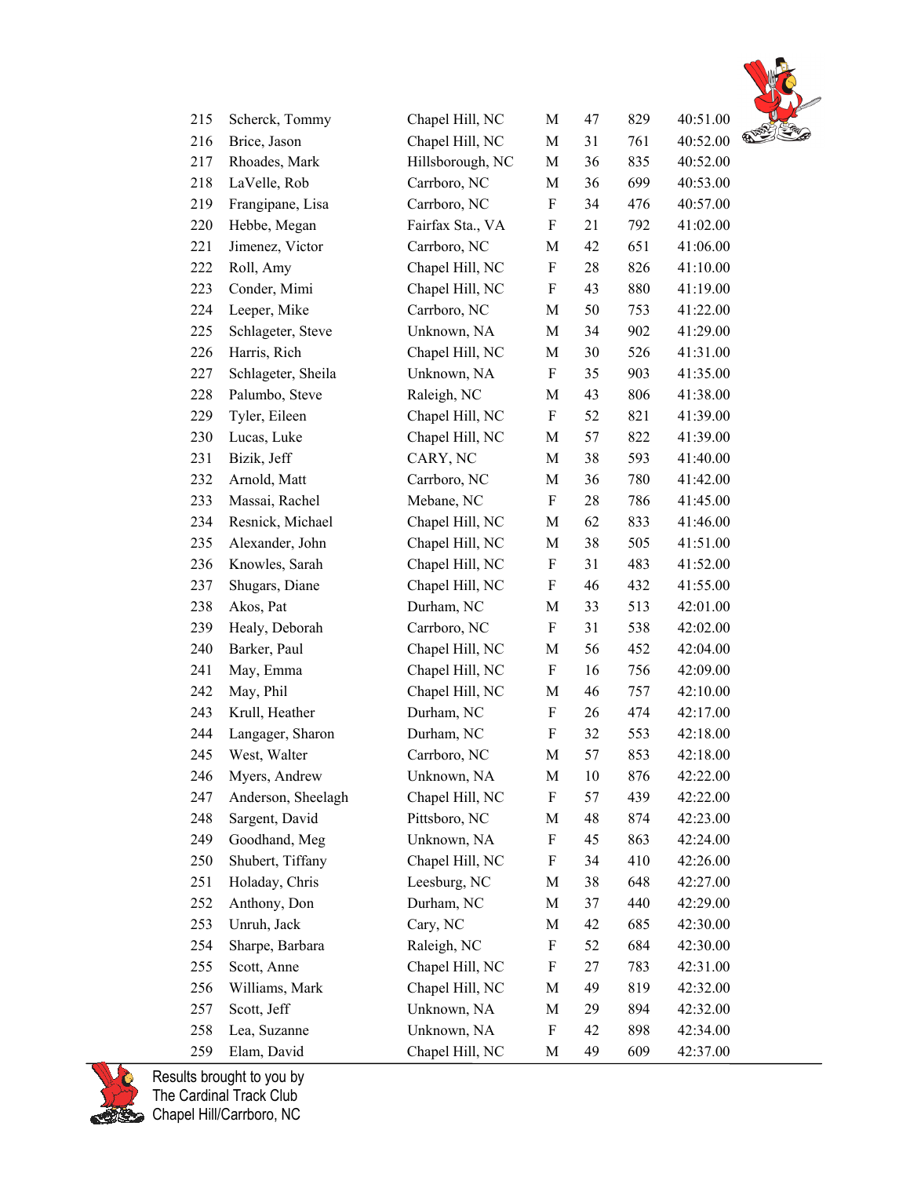| | | | | | | |
|---|---|---|---|---|---|---|
| 215 | Scherck, Tommy | Chapel Hill, NC | M | 47 | 829 | 40:51.00 |
| 216 | Brice, Jason | Chapel Hill, NC | M | 31 | 761 | 40:52.00 |
| 217 | Rhoades, Mark | Hillsborough, NC | M | 36 | 835 | 40:52.00 |
| 218 | LaVelle, Rob | Carrboro, NC | M | 36 | 699 | 40:53.00 |
| 219 | Frangipane, Lisa | Carrboro, NC | F | 34 | 476 | 40:57.00 |
| 220 | Hebbe, Megan | Fairfax Sta., VA | F | 21 | 792 | 41:02.00 |
| 221 | Jimenez, Victor | Carrboro, NC | M | 42 | 651 | 41:06.00 |
| 222 | Roll, Amy | Chapel Hill, NC | F | 28 | 826 | 41:10.00 |
| 223 | Conder, Mimi | Chapel Hill, NC | F | 43 | 880 | 41:19.00 |
| 224 | Leeper, Mike | Carrboro, NC | M | 50 | 753 | 41:22.00 |
| 225 | Schlageter, Steve | Unknown, NA | M | 34 | 902 | 41:29.00 |
| 226 | Harris, Rich | Chapel Hill, NC | M | 30 | 526 | 41:31.00 |
| 227 | Schlageter, Sheila | Unknown, NA | F | 35 | 903 | 41:35.00 |
| 228 | Palumbo, Steve | Raleigh, NC | M | 43 | 806 | 41:38.00 |
| 229 | Tyler, Eileen | Chapel Hill, NC | F | 52 | 821 | 41:39.00 |
| 230 | Lucas, Luke | Chapel Hill, NC | M | 57 | 822 | 41:39.00 |
| 231 | Bizik, Jeff | CARY, NC | M | 38 | 593 | 41:40.00 |
| 232 | Arnold, Matt | Carrboro, NC | M | 36 | 780 | 41:42.00 |
| 233 | Massai, Rachel | Mebane, NC | F | 28 | 786 | 41:45.00 |
| 234 | Resnick, Michael | Chapel Hill, NC | M | 62 | 833 | 41:46.00 |
| 235 | Alexander, John | Chapel Hill, NC | M | 38 | 505 | 41:51.00 |
| 236 | Knowles, Sarah | Chapel Hill, NC | F | 31 | 483 | 41:52.00 |
| 237 | Shugars, Diane | Chapel Hill, NC | F | 46 | 432 | 41:55.00 |
| 238 | Akos, Pat | Durham, NC | M | 33 | 513 | 42:01.00 |
| 239 | Healy, Deborah | Carrboro, NC | F | 31 | 538 | 42:02.00 |
| 240 | Barker, Paul | Chapel Hill, NC | M | 56 | 452 | 42:04.00 |
| 241 | May, Emma | Chapel Hill, NC | F | 16 | 756 | 42:09.00 |
| 242 | May, Phil | Chapel Hill, NC | M | 46 | 757 | 42:10.00 |
| 243 | Krull, Heather | Durham, NC | F | 26 | 474 | 42:17.00 |
| 244 | Langager, Sharon | Durham, NC | F | 32 | 553 | 42:18.00 |
| 245 | West, Walter | Carrboro, NC | M | 57 | 853 | 42:18.00 |
| 246 | Myers, Andrew | Unknown, NA | M | 10 | 876 | 42:22.00 |
| 247 | Anderson, Sheelagh | Chapel Hill, NC | F | 57 | 439 | 42:22.00 |
| 248 | Sargent, David | Pittsboro, NC | M | 48 | 874 | 42:23.00 |
| 249 | Goodhand, Meg | Unknown, NA | F | 45 | 863 | 42:24.00 |
| 250 | Shubert, Tiffany | Chapel Hill, NC | F | 34 | 410 | 42:26.00 |
| 251 | Holaday, Chris | Leesburg, NC | M | 38 | 648 | 42:27.00 |
| 252 | Anthony, Don | Durham, NC | M | 37 | 440 | 42:29.00 |
| 253 | Unruh, Jack | Cary, NC | M | 42 | 685 | 42:30.00 |
| 254 | Sharpe, Barbara | Raleigh, NC | F | 52 | 684 | 42:30.00 |
| 255 | Scott, Anne | Chapel Hill, NC | F | 27 | 783 | 42:31.00 |
| 256 | Williams, Mark | Chapel Hill, NC | M | 49 | 819 | 42:32.00 |
| 257 | Scott, Jeff | Unknown, NA | M | 29 | 894 | 42:32.00 |
| 258 | Lea, Suzanne | Unknown, NA | F | 42 | 898 | 42:34.00 |
| 259 | Elam, David | Chapel Hill, NC | M | 49 | 609 | 42:37.00 |

Results brought to you by
The Cardinal Track Club
Chapel Hill/Carrboro, NC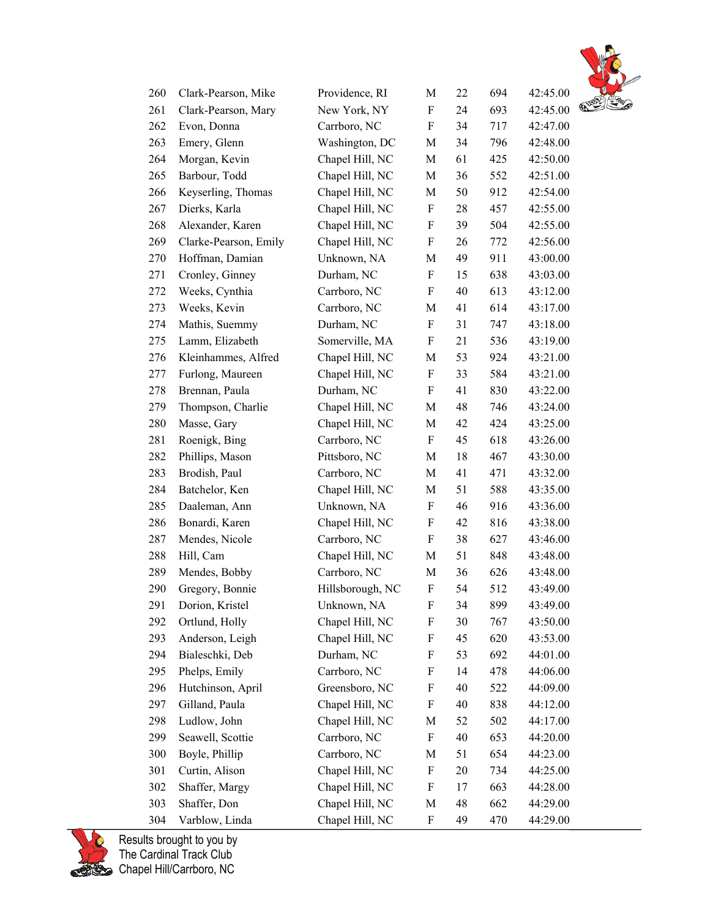| | | | | | | |
|---|---|---|---|---|---|---|
| 260 | Clark-Pearson, Mike | Providence, RI | M | 22 | 694 | 42:45.00 |
| 261 | Clark-Pearson, Mary | New York, NY | F | 24 | 693 | 42:45.00 |
| 262 | Evon, Donna | Carrboro, NC | F | 34 | 717 | 42:47.00 |
| 263 | Emery, Glenn | Washington, DC | M | 34 | 796 | 42:48.00 |
| 264 | Morgan, Kevin | Chapel Hill, NC | M | 61 | 425 | 42:50.00 |
| 265 | Barbour, Todd | Chapel Hill, NC | M | 36 | 552 | 42:51.00 |
| 266 | Keyserling, Thomas | Chapel Hill, NC | M | 50 | 912 | 42:54.00 |
| 267 | Dierks, Karla | Chapel Hill, NC | F | 28 | 457 | 42:55.00 |
| 268 | Alexander, Karen | Chapel Hill, NC | F | 39 | 504 | 42:55.00 |
| 269 | Clarke-Pearson, Emily | Chapel Hill, NC | F | 26 | 772 | 42:56.00 |
| 270 | Hoffman, Damian | Unknown, NA | M | 49 | 911 | 43:00.00 |
| 271 | Cronley, Ginney | Durham, NC | F | 15 | 638 | 43:03.00 |
| 272 | Weeks, Cynthia | Carrboro, NC | F | 40 | 613 | 43:12.00 |
| 273 | Weeks, Kevin | Carrboro, NC | M | 41 | 614 | 43:17.00 |
| 274 | Mathis, Suemmy | Durham, NC | F | 31 | 747 | 43:18.00 |
| 275 | Lamm, Elizabeth | Somerville, MA | F | 21 | 536 | 43:19.00 |
| 276 | Kleinhammes, Alfred | Chapel Hill, NC | M | 53 | 924 | 43:21.00 |
| 277 | Furlong, Maureen | Chapel Hill, NC | F | 33 | 584 | 43:21.00 |
| 278 | Brennan, Paula | Durham, NC | F | 41 | 830 | 43:22.00 |
| 279 | Thompson, Charlie | Chapel Hill, NC | M | 48 | 746 | 43:24.00 |
| 280 | Masse, Gary | Chapel Hill, NC | M | 42 | 424 | 43:25.00 |
| 281 | Roenigk, Bing | Carrboro, NC | F | 45 | 618 | 43:26.00 |
| 282 | Phillips, Mason | Pittsboro, NC | M | 18 | 467 | 43:30.00 |
| 283 | Brodish, Paul | Carrboro, NC | M | 41 | 471 | 43:32.00 |
| 284 | Batchelor, Ken | Chapel Hill, NC | M | 51 | 588 | 43:35.00 |
| 285 | Daaleman, Ann | Unknown, NA | F | 46 | 916 | 43:36.00 |
| 286 | Bonardi, Karen | Chapel Hill, NC | F | 42 | 816 | 43:38.00 |
| 287 | Mendes, Nicole | Carrboro, NC | F | 38 | 627 | 43:46.00 |
| 288 | Hill, Cam | Chapel Hill, NC | M | 51 | 848 | 43:48.00 |
| 289 | Mendes, Bobby | Carrboro, NC | M | 36 | 626 | 43:48.00 |
| 290 | Gregory, Bonnie | Hillsborough, NC | F | 54 | 512 | 43:49.00 |
| 291 | Dorion, Kristel | Unknown, NA | F | 34 | 899 | 43:49.00 |
| 292 | Ortlund, Holly | Chapel Hill, NC | F | 30 | 767 | 43:50.00 |
| 293 | Anderson, Leigh | Chapel Hill, NC | F | 45 | 620 | 43:53.00 |
| 294 | Bialeschki, Deb | Durham, NC | F | 53 | 692 | 44:01.00 |
| 295 | Phelps, Emily | Carrboro, NC | F | 14 | 478 | 44:06.00 |
| 296 | Hutchinson, April | Greensboro, NC | F | 40 | 522 | 44:09.00 |
| 297 | Gilland, Paula | Chapel Hill, NC | F | 40 | 838 | 44:12.00 |
| 298 | Ludlow, John | Chapel Hill, NC | M | 52 | 502 | 44:17.00 |
| 299 | Seawell, Scottie | Carrboro, NC | F | 40 | 653 | 44:20.00 |
| 300 | Boyle, Phillip | Carrboro, NC | M | 51 | 654 | 44:23.00 |
| 301 | Curtin, Alison | Chapel Hill, NC | F | 20 | 734 | 44:25.00 |
| 302 | Shaffer, Margy | Chapel Hill, NC | F | 17 | 663 | 44:28.00 |
| 303 | Shaffer, Don | Chapel Hill, NC | M | 48 | 662 | 44:29.00 |
| 304 | Varblow, Linda | Chapel Hill, NC | F | 49 | 470 | 44:29.00 |

Results brought to you by
The Cardinal Track Club
Chapel Hill/Carrboro, NC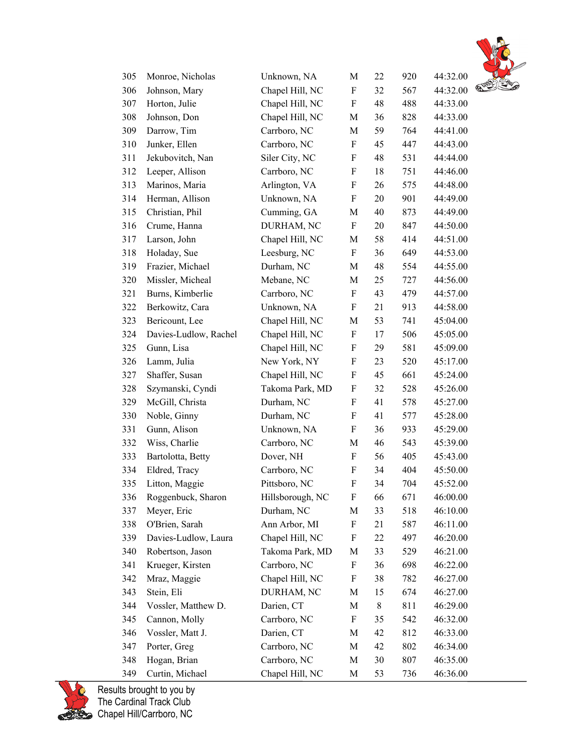| | | | | | | |
|---|---|---|---|---|---|---|
| 305 | Monroe, Nicholas | Unknown, NA | M | 22 | 920 | 44:32.00 |
| 306 | Johnson, Mary | Chapel Hill, NC | F | 32 | 567 | 44:32.00 |
| 307 | Horton, Julie | Chapel Hill, NC | F | 48 | 488 | 44:33.00 |
| 308 | Johnson, Don | Chapel Hill, NC | M | 36 | 828 | 44:33.00 |
| 309 | Darrow, Tim | Carrboro, NC | M | 59 | 764 | 44:41.00 |
| 310 | Junker, Ellen | Carrboro, NC | F | 45 | 447 | 44:43.00 |
| 311 | Jekubovitch, Nan | Siler City, NC | F | 48 | 531 | 44:44.00 |
| 312 | Leeper, Allison | Carrboro, NC | F | 18 | 751 | 44:46.00 |
| 313 | Marinos, Maria | Arlington, VA | F | 26 | 575 | 44:48.00 |
| 314 | Herman, Allison | Unknown, NA | F | 20 | 901 | 44:49.00 |
| 315 | Christian, Phil | Cumming, GA | M | 40 | 873 | 44:49.00 |
| 316 | Crume, Hanna | DURHAM, NC | F | 20 | 847 | 44:50.00 |
| 317 | Larson, John | Chapel Hill, NC | M | 58 | 414 | 44:51.00 |
| 318 | Holaday, Sue | Leesburg, NC | F | 36 | 649 | 44:53.00 |
| 319 | Frazier, Michael | Durham, NC | M | 48 | 554 | 44:55.00 |
| 320 | Missler, Micheal | Mebane, NC | M | 25 | 727 | 44:56.00 |
| 321 | Burns, Kimberlie | Carrboro, NC | F | 43 | 479 | 44:57.00 |
| 322 | Berkowitz, Cara | Unknown, NA | F | 21 | 913 | 44:58.00 |
| 323 | Bericount, Lee | Chapel Hill, NC | M | 53 | 741 | 45:04.00 |
| 324 | Davies-Ludlow, Rachel | Chapel Hill, NC | F | 17 | 506 | 45:05.00 |
| 325 | Gunn, Lisa | Chapel Hill, NC | F | 29 | 581 | 45:09.00 |
| 326 | Lamm, Julia | New York, NY | F | 23 | 520 | 45:17.00 |
| 327 | Shaffer, Susan | Chapel Hill, NC | F | 45 | 661 | 45:24.00 |
| 328 | Szymanski, Cyndi | Takoma Park, MD | F | 32 | 528 | 45:26.00 |
| 329 | McGill, Christa | Durham, NC | F | 41 | 578 | 45:27.00 |
| 330 | Noble, Ginny | Durham, NC | F | 41 | 577 | 45:28.00 |
| 331 | Gunn, Alison | Unknown, NA | F | 36 | 933 | 45:29.00 |
| 332 | Wiss, Charlie | Carrboro, NC | M | 46 | 543 | 45:39.00 |
| 333 | Bartolotta, Betty | Dover, NH | F | 56 | 405 | 45:43.00 |
| 334 | Eldred, Tracy | Carrboro, NC | F | 34 | 404 | 45:50.00 |
| 335 | Litton, Maggie | Pittsboro, NC | F | 34 | 704 | 45:52.00 |
| 336 | Roggenbuck, Sharon | Hillsborough, NC | F | 66 | 671 | 46:00.00 |
| 337 | Meyer, Eric | Durham, NC | M | 33 | 518 | 46:10.00 |
| 338 | O'Brien, Sarah | Ann Arbor, MI | F | 21 | 587 | 46:11.00 |
| 339 | Davies-Ludlow, Laura | Chapel Hill, NC | F | 22 | 497 | 46:20.00 |
| 340 | Robertson, Jason | Takoma Park, MD | M | 33 | 529 | 46:21.00 |
| 341 | Krueger, Kirsten | Carrboro, NC | F | 36 | 698 | 46:22.00 |
| 342 | Mraz, Maggie | Chapel Hill, NC | F | 38 | 782 | 46:27.00 |
| 343 | Stein, Eli | DURHAM, NC | M | 15 | 674 | 46:27.00 |
| 344 | Vossler, Matthew D. | Darien, CT | M | 8 | 811 | 46:29.00 |
| 345 | Cannon, Molly | Carrboro, NC | F | 35 | 542 | 46:32.00 |
| 346 | Vossler, Matt J. | Darien, CT | M | 42 | 812 | 46:33.00 |
| 347 | Porter, Greg | Carrboro, NC | M | 42 | 802 | 46:34.00 |
| 348 | Hogan, Brian | Carrboro, NC | M | 30 | 807 | 46:35.00 |
| 349 | Curtin, Michael | Chapel Hill, NC | M | 53 | 736 | 46:36.00 |

Results brought to you by
The Cardinal Track Club
Chapel Hill/Carrboro, NC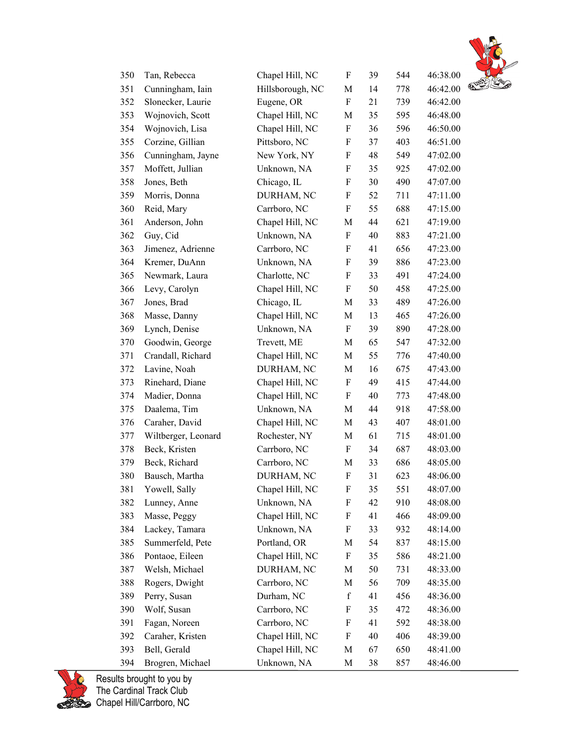| | | | | | | |
|---|---|---|---|---|---|---|
| 350 | Tan, Rebecca | Chapel Hill, NC | F | 39 | 544 | 46:38.00 |
| 351 | Cunningham, Iain | Hillsborough, NC | M | 14 | 778 | 46:42.00 |
| 352 | Slonecker, Laurie | Eugene, OR | F | 21 | 739 | 46:42.00 |
| 353 | Wojnovich, Scott | Chapel Hill, NC | M | 35 | 595 | 46:48.00 |
| 354 | Wojnovich, Lisa | Chapel Hill, NC | F | 36 | 596 | 46:50.00 |
| 355 | Corzine, Gillian | Pittsboro, NC | F | 37 | 403 | 46:51.00 |
| 356 | Cunningham, Jayne | New York, NY | F | 48 | 549 | 47:02.00 |
| 357 | Moffett, Jullian | Unknown, NA | F | 35 | 925 | 47:02.00 |
| 358 | Jones, Beth | Chicago, IL | F | 30 | 490 | 47:07.00 |
| 359 | Morris, Donna | DURHAM, NC | F | 52 | 711 | 47:11.00 |
| 360 | Reid, Mary | Carrboro, NC | F | 55 | 688 | 47:15.00 |
| 361 | Anderson, John | Chapel Hill, NC | M | 44 | 621 | 47:19.00 |
| 362 | Guy, Cid | Unknown, NA | F | 40 | 883 | 47:21.00 |
| 363 | Jimenez, Adrienne | Carrboro, NC | F | 41 | 656 | 47:23.00 |
| 364 | Kremer, DuAnn | Unknown, NA | F | 39 | 886 | 47:23.00 |
| 365 | Newmark, Laura | Charlotte, NC | F | 33 | 491 | 47:24.00 |
| 366 | Levy, Carolyn | Chapel Hill, NC | F | 50 | 458 | 47:25.00 |
| 367 | Jones, Brad | Chicago, IL | M | 33 | 489 | 47:26.00 |
| 368 | Masse, Danny | Chapel Hill, NC | M | 13 | 465 | 47:26.00 |
| 369 | Lynch, Denise | Unknown, NA | F | 39 | 890 | 47:28.00 |
| 370 | Goodwin, George | Trevett, ME | M | 65 | 547 | 47:32.00 |
| 371 | Crandall, Richard | Chapel Hill, NC | M | 55 | 776 | 47:40.00 |
| 372 | Lavine, Noah | DURHAM, NC | M | 16 | 675 | 47:43.00 |
| 373 | Rinehard, Diane | Chapel Hill, NC | F | 49 | 415 | 47:44.00 |
| 374 | Madier, Donna | Chapel Hill, NC | F | 40 | 773 | 47:48.00 |
| 375 | Daalema, Tim | Unknown, NA | M | 44 | 918 | 47:58.00 |
| 376 | Caraher, David | Chapel Hill, NC | M | 43 | 407 | 48:01.00 |
| 377 | Wiltberger, Leonard | Rochester, NY | M | 61 | 715 | 48:01.00 |
| 378 | Beck, Kristen | Carrboro, NC | F | 34 | 687 | 48:03.00 |
| 379 | Beck, Richard | Carrboro, NC | M | 33 | 686 | 48:05.00 |
| 380 | Bausch, Martha | DURHAM, NC | F | 31 | 623 | 48:06.00 |
| 381 | Yowell, Sally | Chapel Hill, NC | F | 35 | 551 | 48:07.00 |
| 382 | Lunney, Anne | Unknown, NA | F | 42 | 910 | 48:08.00 |
| 383 | Masse, Peggy | Chapel Hill, NC | F | 41 | 466 | 48:09.00 |
| 384 | Lackey, Tamara | Unknown, NA | F | 33 | 932 | 48:14.00 |
| 385 | Summerfeld, Pete | Portland, OR | M | 54 | 837 | 48:15.00 |
| 386 | Pontaoe, Eileen | Chapel Hill, NC | F | 35 | 586 | 48:21.00 |
| 387 | Welsh, Michael | DURHAM, NC | M | 50 | 731 | 48:33.00 |
| 388 | Rogers, Dwight | Carrboro, NC | M | 56 | 709 | 48:35.00 |
| 389 | Perry, Susan | Durham, NC | f | 41 | 456 | 48:36.00 |
| 390 | Wolf, Susan | Carrboro, NC | F | 35 | 472 | 48:36.00 |
| 391 | Fagan, Noreen | Carrboro, NC | F | 41 | 592 | 48:38.00 |
| 392 | Caraher, Kristen | Chapel Hill, NC | F | 40 | 406 | 48:39.00 |
| 393 | Bell, Gerald | Chapel Hill, NC | M | 67 | 650 | 48:41.00 |
| 394 | Brogren, Michael | Unknown, NA | M | 38 | 857 | 48:46.00 |

Results brought to you by
The Cardinal Track Club
Chapel Hill/Carrboro, NC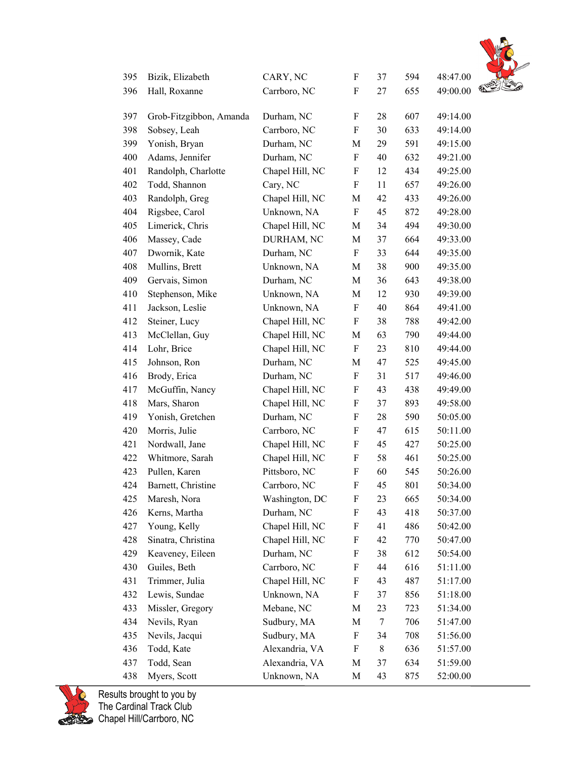| 395 | Bizik, Elizabeth | CARY, NC | F | 37 | 594 | 48:47.00 |
|---|---|---|---|---|---|---|
| 396 | Hall, Roxanne | Carrboro, NC | F | 27 | 655 | 49:00.00 |
| 397 | Grob-Fitzgibbon, Amanda | Durham, NC | F | 28 | 607 | 49:14.00 |
| 398 | Sobsey, Leah | Carrboro, NC | F | 30 | 633 | 49:14.00 |
| 399 | Yonish, Bryan | Durham, NC | M | 29 | 591 | 49:15.00 |
| 400 | Adams, Jennifer | Durham, NC | F | 40 | 632 | 49:21.00 |
| 401 | Randolph, Charlotte | Chapel Hill, NC | F | 12 | 434 | 49:25.00 |
| 402 | Todd, Shannon | Cary, NC | F | 11 | 657 | 49:26.00 |
| 403 | Randolph, Greg | Chapel Hill, NC | M | 42 | 433 | 49:26.00 |
| 404 | Rigsbee, Carol | Unknown, NA | F | 45 | 872 | 49:28.00 |
| 405 | Limerick, Chris | Chapel Hill, NC | M | 34 | 494 | 49:30.00 |
| 406 | Massey, Cade | DURHAM, NC | M | 37 | 664 | 49:33.00 |
| 407 | Dwornik, Kate | Durham, NC | F | 33 | 644 | 49:35.00 |
| 408 | Mullins, Brett | Unknown, NA | M | 38 | 900 | 49:35.00 |
| 409 | Gervais, Simon | Durham, NC | M | 36 | 643 | 49:38.00 |
| 410 | Stephenson, Mike | Unknown, NA | M | 12 | 930 | 49:39.00 |
| 411 | Jackson, Leslie | Unknown, NA | F | 40 | 864 | 49:41.00 |
| 412 | Steiner, Lucy | Chapel Hill, NC | F | 38 | 788 | 49:42.00 |
| 413 | McClellan, Guy | Chapel Hill, NC | M | 63 | 790 | 49:44.00 |
| 414 | Lohr, Brice | Chapel Hill, NC | F | 23 | 810 | 49:44.00 |
| 415 | Johnson, Ron | Durham, NC | M | 47 | 525 | 49:45.00 |
| 416 | Brody, Erica | Durham, NC | F | 31 | 517 | 49:46.00 |
| 417 | McGuffin, Nancy | Chapel Hill, NC | F | 43 | 438 | 49:49.00 |
| 418 | Mars, Sharon | Chapel Hill, NC | F | 37 | 893 | 49:58.00 |
| 419 | Yonish, Gretchen | Durham, NC | F | 28 | 590 | 50:05.00 |
| 420 | Morris, Julie | Carrboro, NC | F | 47 | 615 | 50:11.00 |
| 421 | Nordwall, Jane | Chapel Hill, NC | F | 45 | 427 | 50:25.00 |
| 422 | Whitmore, Sarah | Chapel Hill, NC | F | 58 | 461 | 50:25.00 |
| 423 | Pullen, Karen | Pittsboro, NC | F | 60 | 545 | 50:26.00 |
| 424 | Barnett, Christine | Carrboro, NC | F | 45 | 801 | 50:34.00 |
| 425 | Maresh, Nora | Washington, DC | F | 23 | 665 | 50:34.00 |
| 426 | Kerns, Martha | Durham, NC | F | 43 | 418 | 50:37.00 |
| 427 | Young, Kelly | Chapel Hill, NC | F | 41 | 486 | 50:42.00 |
| 428 | Sinatra, Christina | Chapel Hill, NC | F | 42 | 770 | 50:47.00 |
| 429 | Keaveney, Eileen | Durham, NC | F | 38 | 612 | 50:54.00 |
| 430 | Guiles, Beth | Carrboro, NC | F | 44 | 616 | 51:11.00 |
| 431 | Trimmer, Julia | Chapel Hill, NC | F | 43 | 487 | 51:17.00 |
| 432 | Lewis, Sundae | Unknown, NA | F | 37 | 856 | 51:18.00 |
| 433 | Missler, Gregory | Mebane, NC | M | 23 | 723 | 51:34.00 |
| 434 | Nevils, Ryan | Sudbury, MA | M | 7 | 706 | 51:47.00 |
| 435 | Nevils, Jacqui | Sudbury, MA | F | 34 | 708 | 51:56.00 |
| 436 | Todd, Kate | Alexandria, VA | F | 8 | 636 | 51:57.00 |
| 437 | Todd, Sean | Alexandria, VA | M | 37 | 634 | 51:59.00 |
| 438 | Myers, Scott | Unknown, NA | M | 43 | 875 | 52:00.00 |

Results brought to you by
The Cardinal Track Club
Chapel Hill/Carrboro, NC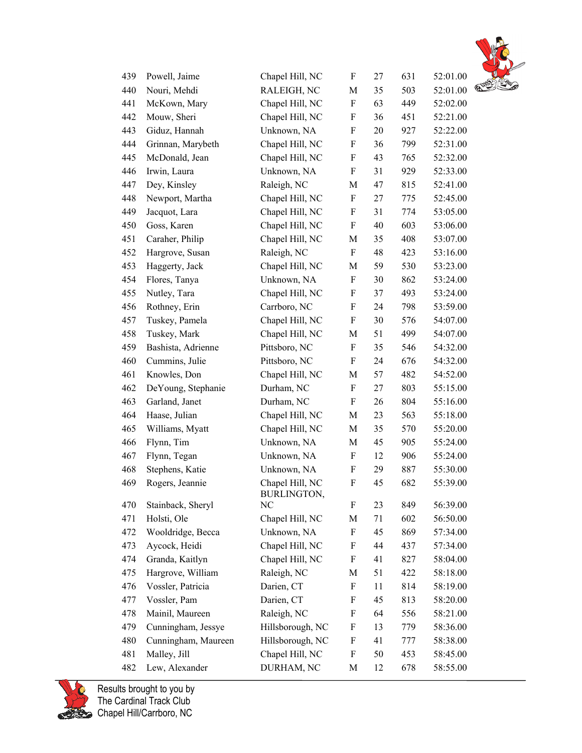| | | | | | | |
|---|---|---|---|---|---|---|
| 439 | Powell, Jaime | Chapel Hill, NC | F | 27 | 631 | 52:01.00 |
| 440 | Nouri, Mehdi | RALEIGH, NC | M | 35 | 503 | 52:01.00 |
| 441 | McKown, Mary | Chapel Hill, NC | F | 63 | 449 | 52:02.00 |
| 442 | Mouw, Sheri | Chapel Hill, NC | F | 36 | 451 | 52:21.00 |
| 443 | Giduz, Hannah | Unknown, NA | F | 20 | 927 | 52:22.00 |
| 444 | Grinnan, Marybeth | Chapel Hill, NC | F | 36 | 799 | 52:31.00 |
| 445 | McDonald, Jean | Chapel Hill, NC | F | 43 | 765 | 52:32.00 |
| 446 | Irwin, Laura | Unknown, NA | F | 31 | 929 | 52:33.00 |
| 447 | Dey, Kinsley | Raleigh, NC | M | 47 | 815 | 52:41.00 |
| 448 | Newport, Martha | Chapel Hill, NC | F | 27 | 775 | 52:45.00 |
| 449 | Jacquot, Lara | Chapel Hill, NC | F | 31 | 774 | 53:05.00 |
| 450 | Goss, Karen | Chapel Hill, NC | F | 40 | 603 | 53:06.00 |
| 451 | Caraher, Philip | Chapel Hill, NC | M | 35 | 408 | 53:07.00 |
| 452 | Hargrove, Susan | Raleigh, NC | F | 48 | 423 | 53:16.00 |
| 453 | Haggerty, Jack | Chapel Hill, NC | M | 59 | 530 | 53:23.00 |
| 454 | Flores, Tanya | Unknown, NA | F | 30 | 862 | 53:24.00 |
| 455 | Nutley, Tara | Chapel Hill, NC | F | 37 | 493 | 53:24.00 |
| 456 | Rothney, Erin | Carrboro, NC | F | 24 | 798 | 53:59.00 |
| 457 | Tuskey, Pamela | Chapel Hill, NC | F | 30 | 576 | 54:07.00 |
| 458 | Tuskey, Mark | Chapel Hill, NC | M | 51 | 499 | 54:07.00 |
| 459 | Bashista, Adrienne | Pittsboro, NC | F | 35 | 546 | 54:32.00 |
| 460 | Cummins, Julie | Pittsboro, NC | F | 24 | 676 | 54:32.00 |
| 461 | Knowles, Don | Chapel Hill, NC | M | 57 | 482 | 54:52.00 |
| 462 | DeYoung, Stephanie | Durham, NC | F | 27 | 803 | 55:15.00 |
| 463 | Garland, Janet | Durham, NC | F | 26 | 804 | 55:16.00 |
| 464 | Haase, Julian | Chapel Hill, NC | M | 23 | 563 | 55:18.00 |
| 465 | Williams, Myatt | Chapel Hill, NC | M | 35 | 570 | 55:20.00 |
| 466 | Flynn, Tim | Unknown, NA | M | 45 | 905 | 55:24.00 |
| 467 | Flynn, Tegan | Unknown, NA | F | 12 | 906 | 55:24.00 |
| 468 | Stephens, Katie | Unknown, NA | F | 29 | 887 | 55:30.00 |
| 469 | Rogers, Jeannie | Chapel Hill, NC | F | 45 | 682 | 55:39.00 |
| 470 | Stainback, Sheryl | BURLINGTON, NC | F | 23 | 849 | 56:39.00 |
| 471 | Holsti, Ole | Chapel Hill, NC | M | 71 | 602 | 56:50.00 |
| 472 | Wooldridge, Becca | Unknown, NA | F | 45 | 869 | 57:34.00 |
| 473 | Aycock, Heidi | Chapel Hill, NC | F | 44 | 437 | 57:34.00 |
| 474 | Granda, Kaitlyn | Chapel Hill, NC | F | 41 | 827 | 58:04.00 |
| 475 | Hargrove, William | Raleigh, NC | M | 51 | 422 | 58:18.00 |
| 476 | Vossler, Patricia | Darien, CT | F | 11 | 814 | 58:19.00 |
| 477 | Vossler, Pam | Darien, CT | F | 45 | 813 | 58:20.00 |
| 478 | Mainil, Maureen | Raleigh, NC | F | 64 | 556 | 58:21.00 |
| 479 | Cunningham, Jessye | Hillsborough, NC | F | 13 | 779 | 58:36.00 |
| 480 | Cunningham, Maureen | Hillsborough, NC | F | 41 | 777 | 58:38.00 |
| 481 | Malley, Jill | Chapel Hill, NC | F | 50 | 453 | 58:45.00 |
| 482 | Lew, Alexander | DURHAM, NC | M | 12 | 678 | 58:55.00 |

Results brought to you by
The Cardinal Track Club
Chapel Hill/Carrboro, NC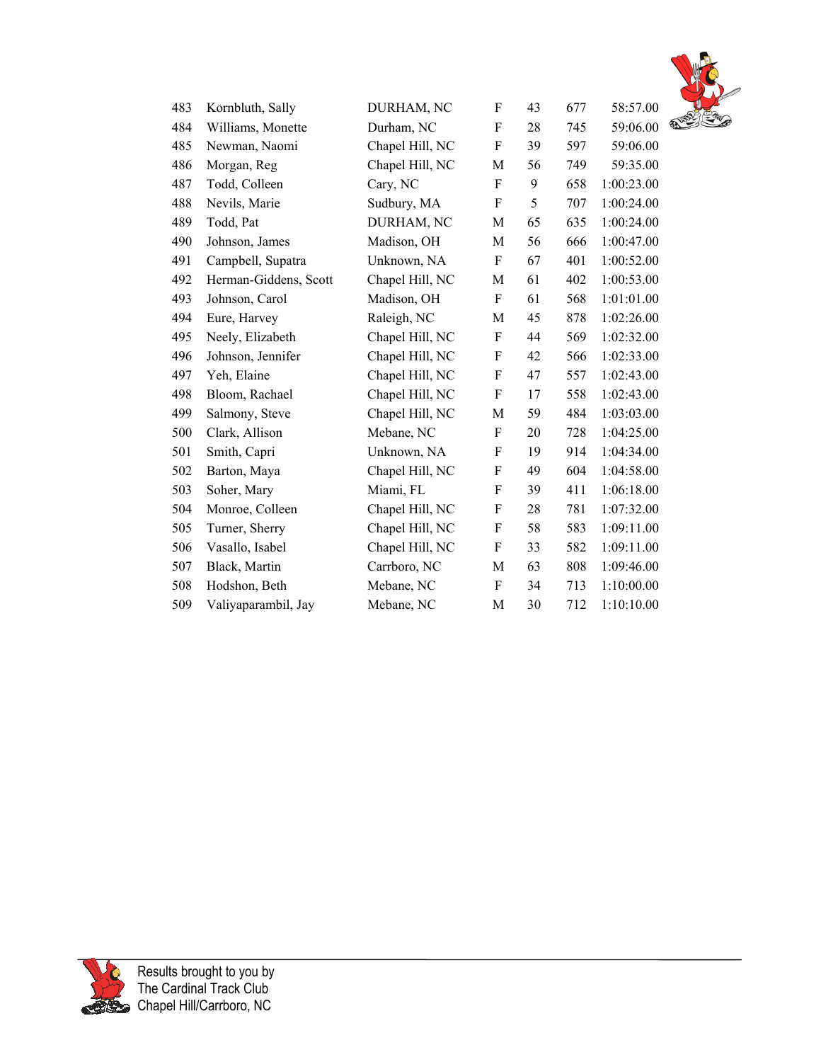| | | | | | | |
|---|---|---|---|---|---|---|
| 483 | Kornbluth, Sally | DURHAM, NC | F | 43 | 677 | 58:57.00 |
| 484 | Williams, Monette | Durham, NC | F | 28 | 745 | 59:06.00 |
| 485 | Newman, Naomi | Chapel Hill, NC | F | 39 | 597 | 59:06.00 |
| 486 | Morgan, Reg | Chapel Hill, NC | M | 56 | 749 | 59:35.00 |
| 487 | Todd, Colleen | Cary, NC | F | 9 | 658 | 1:00:23.00 |
| 488 | Nevils, Marie | Sudbury, MA | F | 5 | 707 | 1:00:24.00 |
| 489 | Todd, Pat | DURHAM, NC | M | 65 | 635 | 1:00:24.00 |
| 490 | Johnson, James | Madison, OH | M | 56 | 666 | 1:00:47.00 |
| 491 | Campbell, Supatra | Unknown, NA | F | 67 | 401 | 1:00:52.00 |
| 492 | Herman-Giddens, Scott | Chapel Hill, NC | M | 61 | 402 | 1:00:53.00 |
| 493 | Johnson, Carol | Madison, OH | F | 61 | 568 | 1:01:01.00 |
| 494 | Eure, Harvey | Raleigh, NC | M | 45 | 878 | 1:02:26.00 |
| 495 | Neely, Elizabeth | Chapel Hill, NC | F | 44 | 569 | 1:02:32.00 |
| 496 | Johnson, Jennifer | Chapel Hill, NC | F | 42 | 566 | 1:02:33.00 |
| 497 | Yeh, Elaine | Chapel Hill, NC | F | 47 | 557 | 1:02:43.00 |
| 498 | Bloom, Rachael | Chapel Hill, NC | F | 17 | 558 | 1:02:43.00 |
| 499 | Salmony, Steve | Chapel Hill, NC | M | 59 | 484 | 1:03:03.00 |
| 500 | Clark, Allison | Mebane, NC | F | 20 | 728 | 1:04:25.00 |
| 501 | Smith, Capri | Unknown, NA | F | 19 | 914 | 1:04:34.00 |
| 502 | Barton, Maya | Chapel Hill, NC | F | 49 | 604 | 1:04:58.00 |
| 503 | Soher, Mary | Miami, FL | F | 39 | 411 | 1:06:18.00 |
| 504 | Monroe, Colleen | Chapel Hill, NC | F | 28 | 781 | 1:07:32.00 |
| 505 | Turner, Sherry | Chapel Hill, NC | F | 58 | 583 | 1:09:11.00 |
| 506 | Vasallo, Isabel | Chapel Hill, NC | F | 33 | 582 | 1:09:11.00 |
| 507 | Black, Martin | Carrboro, NC | M | 63 | 808 | 1:09:46.00 |
| 508 | Hodshon, Beth | Mebane, NC | F | 34 | 713 | 1:10:00.00 |
| 509 | Valiyaparambil, Jay | Mebane, NC | M | 30 | 712 | 1:10:10.00 |

Results brought to you by
The Cardinal Track Club
Chapel Hill/Carrboro, NC